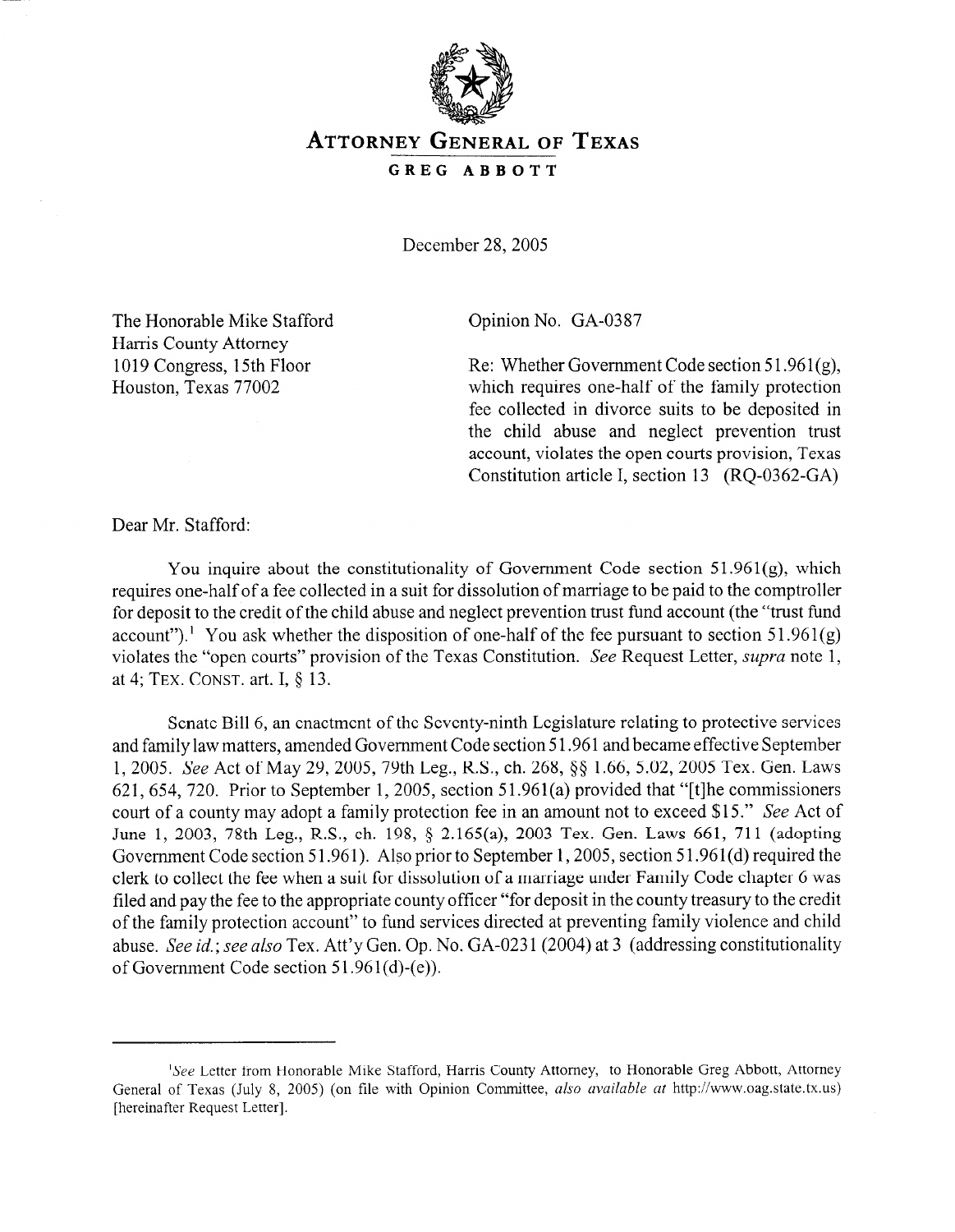# ATTORNEY GENERAL OF TEXAS

**GREG ABBOTT**

December 28, 2005

The Honorable Mike Stafford
Harris County Attorney
1019 Congress, 15th Floor
Houston, Texas 77002

Opinion No. GA-0387

Re: Whether Government Code section 51.961(g), which requires one-half of the family protection fee collected in divorce suits to be deposited in the child abuse and neglect prevention trust account, violates the open courts provision, Texas Constitution article I, section 13 (RQ-0362-GA)

Dear Mr. Stafford:

You inquire about the constitutionality of Government Code section 51.961(g), which requires one-half of a fee collected in a suit for dissolution of marriage to be paid to the comptroller for deposit to the credit of the child abuse and neglect prevention trust fund account (the "trust fund account").[1] You ask whether the disposition of one-half of the fee pursuant to section 51.961(g) violates the "open courts" provision of the Texas Constitution. *See* Request Letter, *supra* note 1, at 4; TEX. CONST. art. I, § 13.

Senate Bill 6, an enactment of the Seventy-ninth Legislature relating to protective services and family law matters, amended Government Code section 51.961 and became effective September 1, 2005. *See* Act of May 29, 2005, 79th Leg., R.S., ch. 268, §§ 1.66, 5.02, 2005 Tex. Gen. Laws 621, 654, 720. Prior to September 1, 2005, section 51.961(a) provided that "[t]he commissioners court of a county may adopt a family protection fee in an amount not to exceed $15." *See* Act of June 1, 2003, 78th Leg., R.S., ch. 198, § 2.165(a), 2003 Tex. Gen. Laws 661, 711 (adopting Government Code section 51.961). Also prior to September 1, 2005, section 51.961(d) required the clerk to collect the fee when a suit for dissolution of a marriage under Family Code chapter 6 was filed and pay the fee to the appropriate county officer "for deposit in the county treasury to the credit of the family protection account" to fund services directed at preventing family violence and child abuse. *See id.*; *see also* Tex. Att'y Gen. Op. No. GA-0231 (2004) at 3 (addressing constitutionality of Government Code section 51.961(d)-(e)).

---

[1]*See* Letter from Honorable Mike Stafford, Harris County Attorney, to Honorable Greg Abbott, Attorney General of Texas (July 8, 2005) (on file with Opinion Committee, *also available at* http://www.oag.state.tx.us) [hereinafter Request Letter].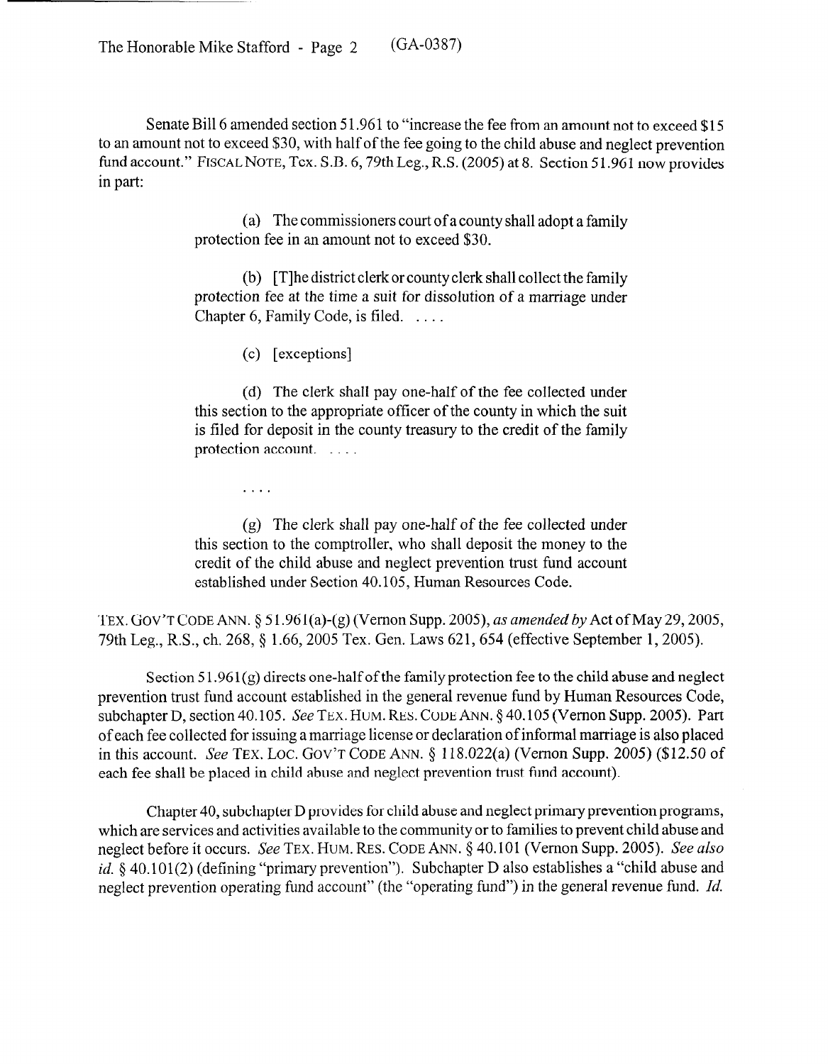Senate Bill 6 amended section 51.961 to "increase the fee from an amount not to exceed $15 to an amount not to exceed $30, with half of the fee going to the child abuse and neglect prevention fund account." FISCAL NOTE, Tex. S.B. 6, 79th Leg., R.S. (2005) at 8. Section 51.961 now provides in part:

> (a) The commissioners court of a county shall adopt a family protection fee in an amount not to exceed $30.
>
> (b) [T]he district clerk or county clerk shall collect the family protection fee at the time a suit for dissolution of a marriage under Chapter 6, Family Code, is filed. . . . .
>
> (c) [exceptions]
>
> (d) The clerk shall pay one-half of the fee collected under this section to the appropriate officer of the county in which the suit is filed for deposit in the county treasury to the credit of the family protection account. . . . .
>
> . . . .
>
> (g) The clerk shall pay one-half of the fee collected under this section to the comptroller, who shall deposit the money to the credit of the child abuse and neglect prevention trust fund account established under Section 40.105, Human Resources Code.

TEX. GOV'T CODE ANN. § 51.961(a)-(g) (Vernon Supp. 2005), *as amended by* Act of May 29, 2005, 79th Leg., R.S., ch. 268, § 1.66, 2005 Tex. Gen. Laws 621, 654 (effective September 1, 2005).

Section 51.961(g) directs one-half of the family protection fee to the child abuse and neglect prevention trust fund account established in the general revenue fund by Human Resources Code, subchapter D, section 40.105. *See* TEX. HUM. RES. CODE ANN. § 40.105 (Vernon Supp. 2005). Part of each fee collected for issuing a marriage license or declaration of informal marriage is also placed in this account. *See* TEX. LOC. GOV'T CODE ANN. § 118.022(a) (Vernon Supp. 2005) ($12.50 of each fee shall be placed in child abuse and neglect prevention trust fund account).

Chapter 40, subchapter D provides for child abuse and neglect primary prevention programs, which are services and activities available to the community or to families to prevent child abuse and neglect before it occurs. *See* TEX. HUM. RES. CODE ANN. § 40.101 (Vernon Supp. 2005). *See also id.* § 40.101(2) (defining "primary prevention"). Subchapter D also establishes a "child abuse and neglect prevention operating fund account" (the "operating fund") in the general revenue fund. *Id.*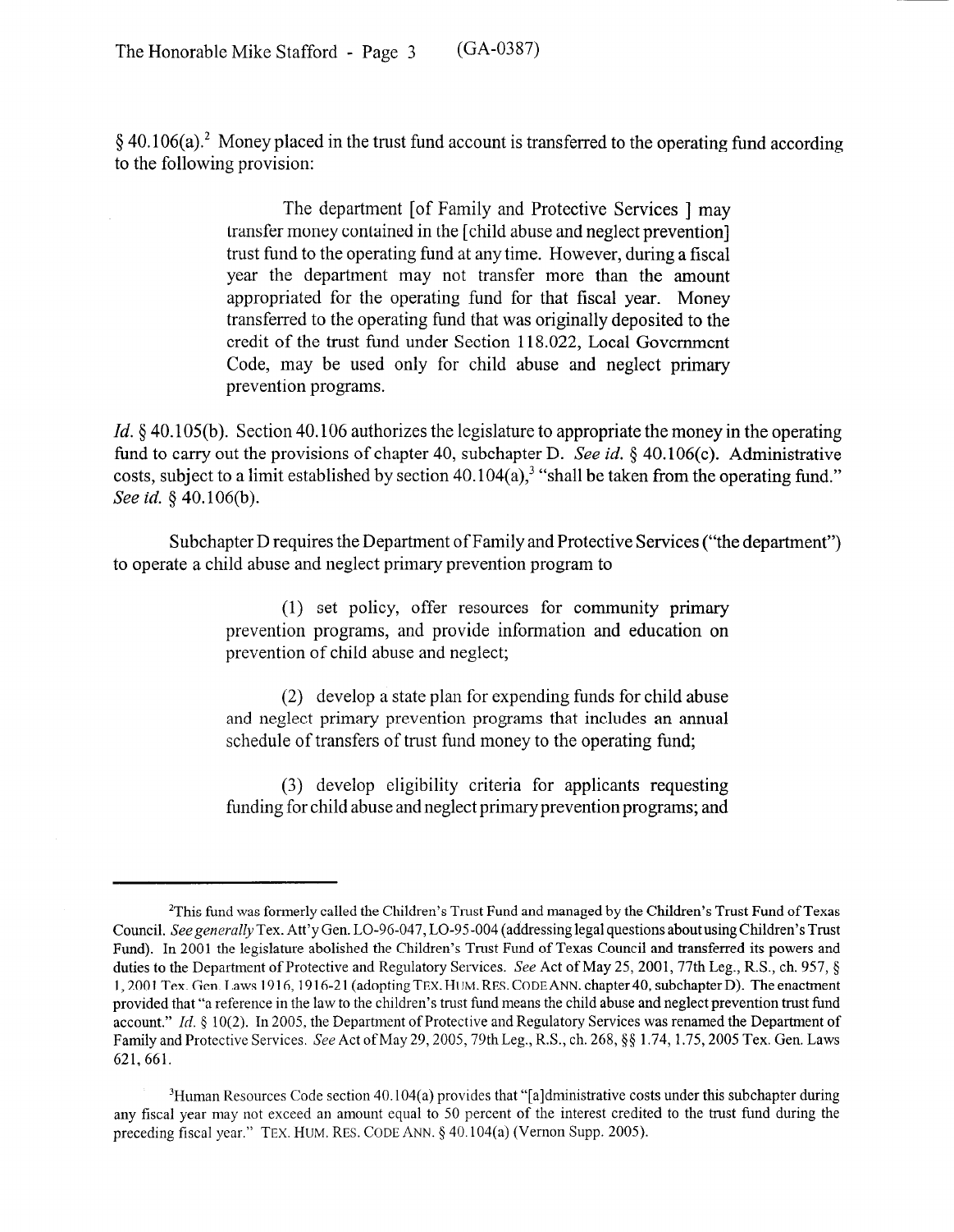§ 40.106(a).[2] Money placed in the trust fund account is transferred to the operating fund according to the following provision:

> The department [of Family and Protective Services ] may transfer money contained in the [child abuse and neglect prevention] trust fund to the operating fund at any time. However, during a fiscal year the department may not transfer more than the amount appropriated for the operating fund for that fiscal year. Money transferred to the operating fund that was originally deposited to the credit of the trust fund under Section 118.022, Local Government Code, may be used only for child abuse and neglect primary prevention programs.

*Id.* § 40.105(b). Section 40.106 authorizes the legislature to appropriate the money in the operating fund to carry out the provisions of chapter 40, subchapter D. *See id.* § 40.106(c). Administrative costs, subject to a limit established by section 40.104(a),[3] "shall be taken from the operating fund." *See id.* § 40.106(b).

Subchapter D requires the Department of Family and Protective Services ("the department") to operate a child abuse and neglect primary prevention program to

> (1) set policy, offer resources for community primary prevention programs, and provide information and education on prevention of child abuse and neglect;
>
> (2) develop a state plan for expending funds for child abuse and neglect primary prevention programs that includes an annual schedule of transfers of trust fund money to the operating fund;
>
> (3) develop eligibility criteria for applicants requesting funding for child abuse and neglect primary prevention programs; and

---

[2]This fund was formerly called the Children's Trust Fund and managed by the Children's Trust Fund of Texas Council. *See generally* Tex. Att'y Gen. LO-96-047, LO-95-004 (addressing legal questions about using Children's Trust Fund). In 2001 the legislature abolished the Children's Trust Fund of Texas Council and transferred its powers and duties to the Department of Protective and Regulatory Services. *See* Act of May 25, 2001, 77th Leg., R.S., ch. 957, § 1, 2001 Tex. Gen. Laws 1916, 1916-21 (adopting TEX. HUM. RES. CODE ANN. chapter 40, subchapter D). The enactment provided that "a reference in the law to the children's trust fund means the child abuse and neglect prevention trust fund account." *Id.* § 10(2). In 2005, the Department of Protective and Regulatory Services was renamed the Department of Family and Protective Services. *See* Act of May 29, 2005, 79th Leg., R.S., ch. 268, §§ 1.74, 1.75, 2005 Tex. Gen. Laws 621, 661.

[3]Human Resources Code section 40.104(a) provides that "[a]dministrative costs under this subchapter during any fiscal year may not exceed an amount equal to 50 percent of the interest credited to the trust fund during the preceding fiscal year." TEX. HUM. RES. CODE ANN. § 40.104(a) (Vernon Supp. 2005).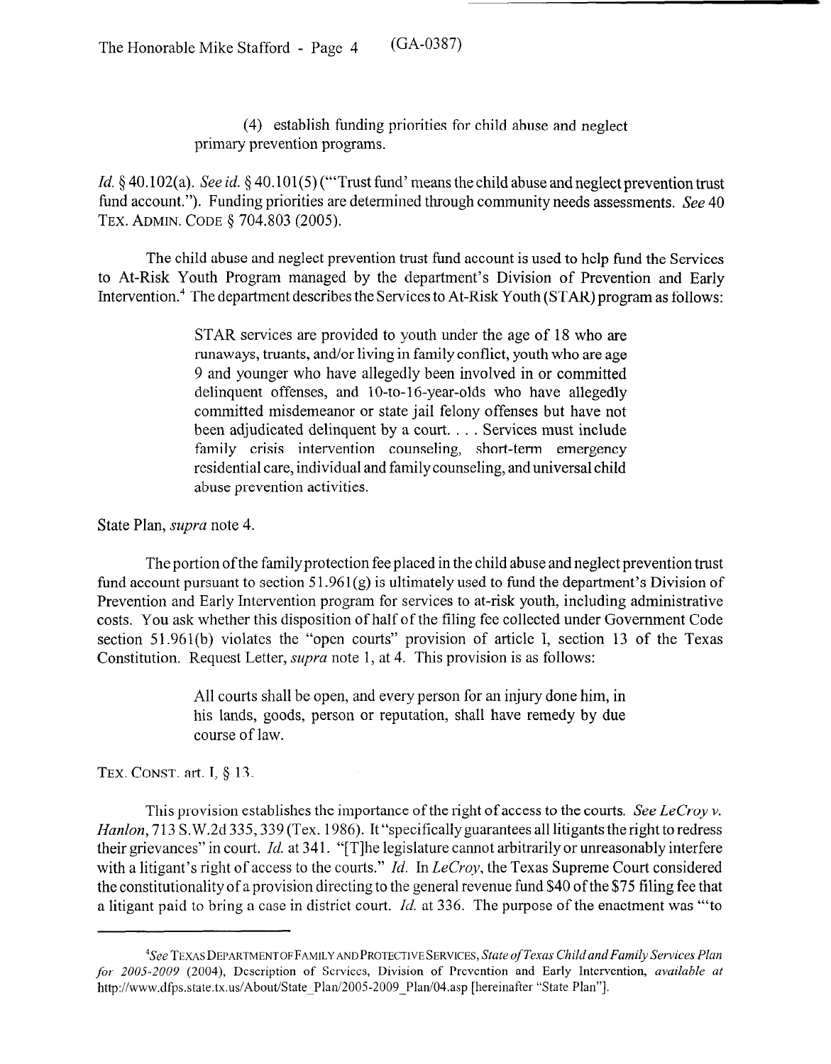(4) establish funding priorities for child abuse and neglect primary prevention programs.

*Id.* § 40.102(a). *See id.* § 40.101(5) ("'Trust fund' means the child abuse and neglect prevention trust fund account."). Funding priorities are determined through community needs assessments. *See* 40 TEX. ADMIN. CODE § 704.803 (2005).

The child abuse and neglect prevention trust fund account is used to help fund the Services to At-Risk Youth Program managed by the department's Division of Prevention and Early Intervention.[4] The department describes the Services to At-Risk Youth (STAR) program as follows:

> STAR services are provided to youth under the age of 18 who are runaways, truants, and/or living in family conflict, youth who are age 9 and younger who have allegedly been involved in or committed delinquent offenses, and 10-to-16-year-olds who have allegedly committed misdemeanor or state jail felony offenses but have not been adjudicated delinquent by a court. . . . Services must include family crisis intervention counseling, short-term emergency residential care, individual and family counseling, and universal child abuse prevention activities.

State Plan, *supra* note 4.

The portion of the family protection fee placed in the child abuse and neglect prevention trust fund account pursuant to section 51.961(g) is ultimately used to fund the department's Division of Prevention and Early Intervention program for services to at-risk youth, including administrative costs. You ask whether this disposition of half of the filing fee collected under Government Code section 51.961(b) violates the "open courts" provision of article I, section 13 of the Texas Constitution. Request Letter, *supra* note 1, at 4. This provision is as follows:

> All courts shall be open, and every person for an injury done him, in his lands, goods, person or reputation, shall have remedy by due course of law.

TEX. CONST. art. I, § 13.

This provision establishes the importance of the right of access to the courts. *See LeCroy v. Hanlon*, 713 S.W.2d 335, 339 (Tex. 1986). It "specifically guarantees all litigants the right to redress their grievances" in court. *Id.* at 341. "[T]he legislature cannot arbitrarily or unreasonably interfere with a litigant's right of access to the courts." *Id.* In *LeCroy*, the Texas Supreme Court considered the constitutionality of a provision directing to the general revenue fund $40 of the $75 filing fee that a litigant paid to bring a case in district court. *Id.* at 336. The purpose of the enactment was "'to

---

[4] *See* TEXAS DEPARTMENT OF FAMILY AND PROTECTIVE SERVICES, *State of Texas Child and Family Services Plan for 2005-2009* (2004), Description of Services, Division of Prevention and Early Intervention, *available at* http://www.dfps.state.tx.us/About/State_Plan/2005-2009_Plan/04.asp [hereinafter "State Plan"].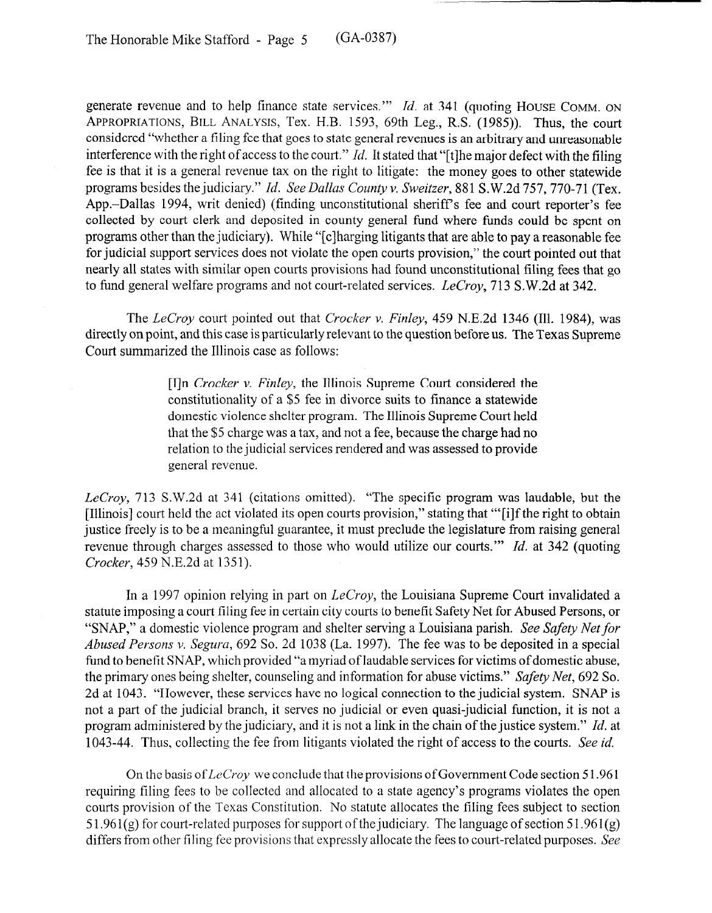generate revenue and to help finance state services.'" *Id.* at 341 (quoting HOUSE COMM. ON APPROPRIATIONS, BILL ANALYSIS, Tex. H.B. 1593, 69th Leg., R.S. (1985)). Thus, the court considered "whether a filing fee that goes to state general revenues is an arbitrary and unreasonable interference with the right of access to the court." *Id.* It stated that "[t]he major defect with the filing fee is that it is a general revenue tax on the right to litigate: the money goes to other statewide programs besides the judiciary." *Id. See Dallas County v. Sweitzer*, 881 S.W.2d 757, 770-71 (Tex. App.–Dallas 1994, writ denied) (finding unconstitutional sheriff's fee and court reporter's fee collected by court clerk and deposited in county general fund where funds could be spent on programs other than the judiciary). While "[c]harging litigants that are able to pay a reasonable fee for judicial support services does not violate the open courts provision," the court pointed out that nearly all states with similar open courts provisions had found unconstitutional filing fees that go to fund general welfare programs and not court-related services. *LeCroy*, 713 S.W.2d at 342.

The *LeCroy* court pointed out that *Crocker v. Finley*, 459 N.E.2d 1346 (Ill. 1984), was directly on point, and this case is particularly relevant to the question before us. The Texas Supreme Court summarized the Illinois case as follows:

> [I]n *Crocker v. Finley*, the Illinois Supreme Court considered the constitutionality of a $5 fee in divorce suits to finance a statewide domestic violence shelter program. The Illinois Supreme Court held that the $5 charge was a tax, and not a fee, because the charge had no relation to the judicial services rendered and was assessed to provide general revenue.

*LeCroy*, 713 S.W.2d at 341 (citations omitted). "The specific program was laudable, but the [Illinois] court held the act violated its open courts provision," stating that "'[i]f the right to obtain justice freely is to be a meaningful guarantee, it must preclude the legislature from raising general revenue through charges assessed to those who would utilize our courts.'" *Id.* at 342 (quoting *Crocker*, 459 N.E.2d at 1351).

In a 1997 opinion relying in part on *LeCroy*, the Louisiana Supreme Court invalidated a statute imposing a court filing fee in certain city courts to benefit Safety Net for Abused Persons, or "SNAP," a domestic violence program and shelter serving a Louisiana parish. *See Safety Net for Abused Persons v. Segura*, 692 So. 2d 1038 (La. 1997). The fee was to be deposited in a special fund to benefit SNAP, which provided "a myriad of laudable services for victims of domestic abuse, the primary ones being shelter, counseling and information for abuse victims." *Safety Net*, 692 So. 2d at 1043. "However, these services have no logical connection to the judicial system. SNAP is not a part of the judicial branch, it serves no judicial or even quasi-judicial function, it is not a program administered by the judiciary, and it is not a link in the chain of the justice system." *Id.* at 1043-44. Thus, collecting the fee from litigants violated the right of access to the courts. *See id.*

On the basis of *LeCroy* we conclude that the provisions of Government Code section 51.961 requiring filing fees to be collected and allocated to a state agency's programs violates the open courts provision of the Texas Constitution. No statute allocates the filing fees subject to section 51.961(g) for court-related purposes for support of the judiciary. The language of section 51.961(g) differs from other filing fee provisions that expressly allocate the fees to court-related purposes. *See*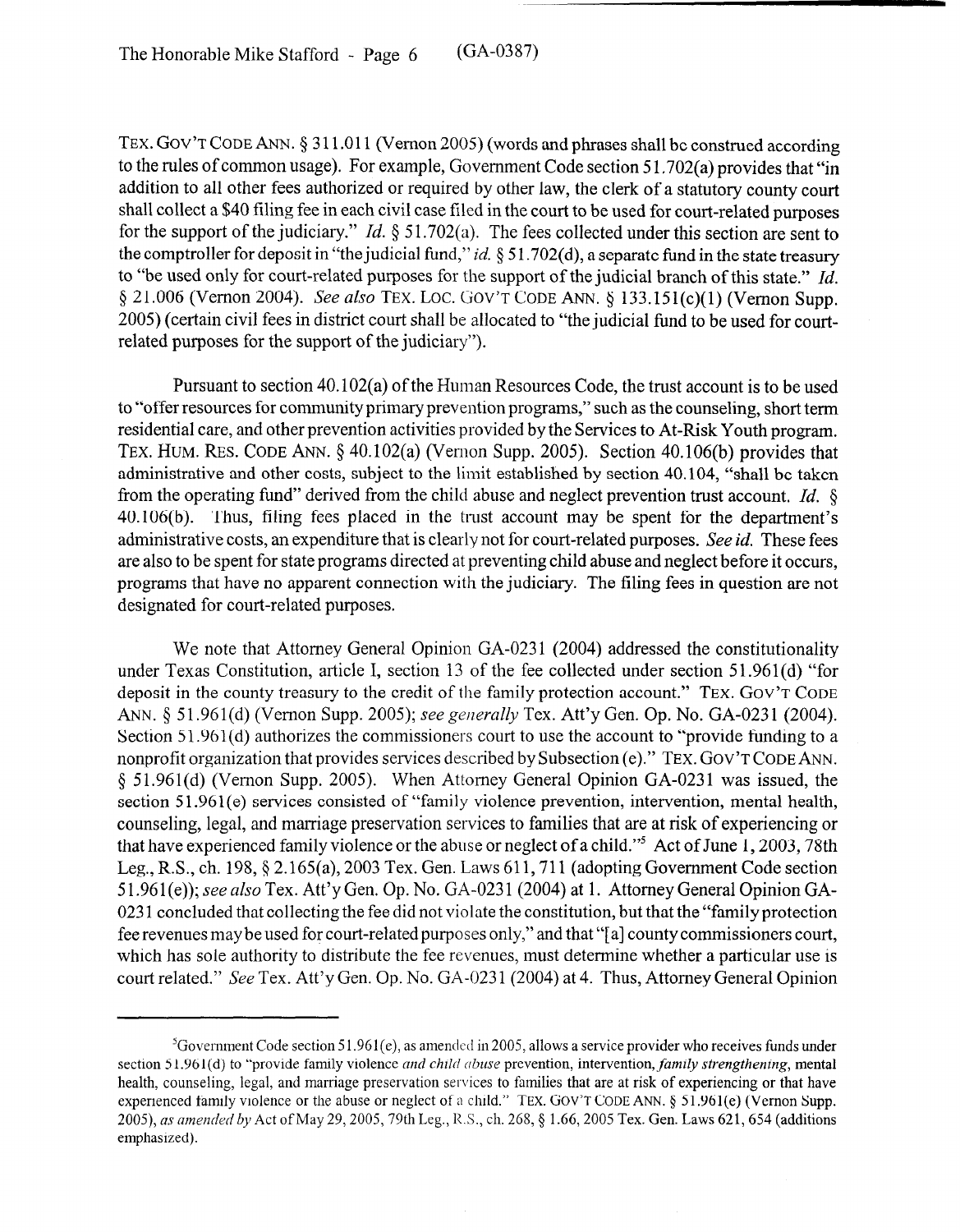TEX. GOV'T CODE ANN. § 311.011 (Vernon 2005) (words and phrases shall be construed according to the rules of common usage). For example, Government Code section 51.702(a) provides that "in addition to all other fees authorized or required by other law, the clerk of a statutory county court shall collect a $40 filing fee in each civil case filed in the court to be used for court-related purposes for the support of the judiciary." *Id.* § 51.702(a). The fees collected under this section are sent to the comptroller for deposit in "the judicial fund," *id.* § 51.702(d), a separate fund in the state treasury to "be used only for court-related purposes for the support of the judicial branch of this state." *Id.* § 21.006 (Vernon 2004). *See also* TEX. LOC. GOV'T CODE ANN. § 133.151(c)(1) (Vernon Supp. 2005) (certain civil fees in district court shall be allocated to "the judicial fund to be used for court-related purposes for the support of the judiciary").

Pursuant to section 40.102(a) of the Human Resources Code, the trust account is to be used to "offer resources for community primary prevention programs," such as the counseling, short term residential care, and other prevention activities provided by the Services to At-Risk Youth program. TEX. HUM. RES. CODE ANN. § 40.102(a) (Vernon Supp. 2005). Section 40.106(b) provides that administrative and other costs, subject to the limit established by section 40.104, "shall be taken from the operating fund" derived from the child abuse and neglect prevention trust account. *Id.* § 40.106(b). Thus, filing fees placed in the trust account may be spent for the department's administrative costs, an expenditure that is clearly not for court-related purposes. *See id.* These fees are also to be spent for state programs directed at preventing child abuse and neglect before it occurs, programs that have no apparent connection with the judiciary. The filing fees in question are not designated for court-related purposes.

We note that Attorney General Opinion GA-0231 (2004) addressed the constitutionality under Texas Constitution, article I, section 13 of the fee collected under section 51.961(d) "for deposit in the county treasury to the credit of the family protection account." TEX. GOV'T CODE ANN. § 51.961(d) (Vernon Supp. 2005); *see generally* Tex. Att'y Gen. Op. No. GA-0231 (2004). Section 51.961(d) authorizes the commissioners court to use the account to "provide funding to a nonprofit organization that provides services described by Subsection (e)." TEX. GOV'T CODE ANN. § 51.961(d) (Vernon Supp. 2005). When Attorney General Opinion GA-0231 was issued, the section 51.961(e) services consisted of "family violence prevention, intervention, mental health, counseling, legal, and marriage preservation services to families that are at risk of experiencing or that have experienced family violence or the abuse or neglect of a child."[5] Act of June 1, 2003, 78th Leg., R.S., ch. 198, § 2.165(a), 2003 Tex. Gen. Laws 611, 711 (adopting Government Code section 51.961(e)); *see also* Tex. Att'y Gen. Op. No. GA-0231 (2004) at 1. Attorney General Opinion GA-0231 concluded that collecting the fee did not violate the constitution, but that the "family protection fee revenues may be used for court-related purposes only," and that "[a] county commissioners court, which has sole authority to distribute the fee revenues, must determine whether a particular use is court related." *See* Tex. Att'y Gen. Op. No. GA-0231 (2004) at 4. Thus, Attorney General Opinion

[5]Government Code section 51.961(e), as amended in 2005, allows a service provider who receives funds under section 51.961(d) to "provide family violence *and child abuse* prevention, intervention, *family strengthening*, mental health, counseling, legal, and marriage preservation services to families that are at risk of experiencing or that have experienced family violence or the abuse or neglect of a child." TEX. GOV'T CODE ANN. § 51.961(e) (Vernon Supp. 2005), *as amended by* Act of May 29, 2005, 79th Leg., R.S., ch. 268, § 1.66, 2005 Tex. Gen. Laws 621, 654 (additions emphasized).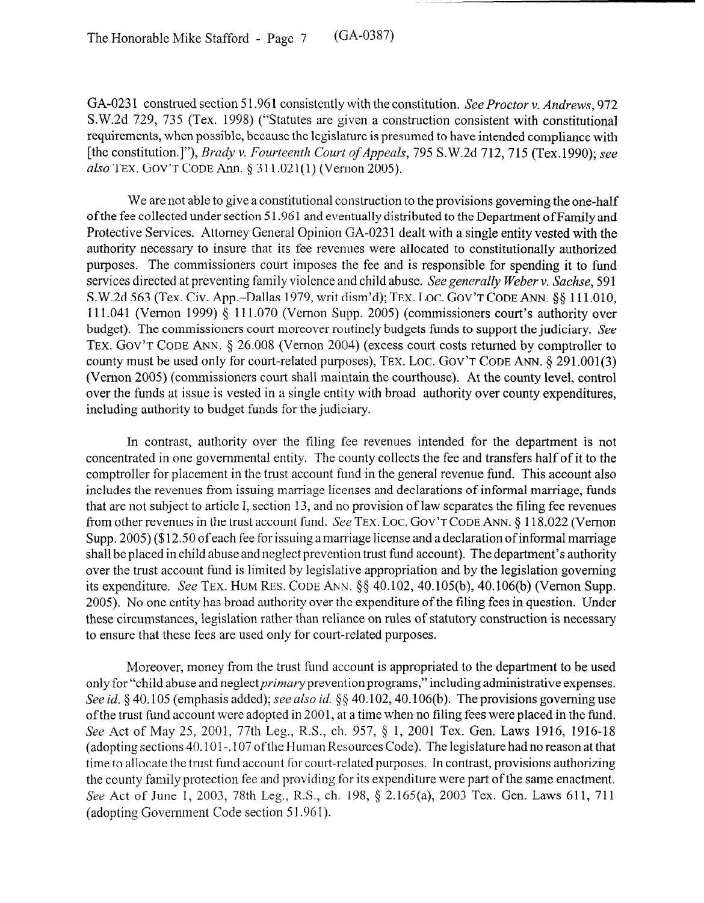GA-0231 construed section 51.961 consistently with the constitution. *See Proctor v. Andrews*, 972 S.W.2d 729, 735 (Tex. 1998) ("Statutes are given a construction consistent with constitutional requirements, when possible, because the legislature is presumed to have intended compliance with [the constitution.]"), *Brady v. Fourteenth Court of Appeals*, 795 S.W.2d 712, 715 (Tex.1990); *see also* TEX. GOV'T CODE Ann. § 311.021(1) (Vernon 2005).

We are not able to give a constitutional construction to the provisions governing the one-half of the fee collected under section 51.961 and eventually distributed to the Department of Family and Protective Services. Attorney General Opinion GA-0231 dealt with a single entity vested with the authority necessary to insure that its fee revenues were allocated to constitutionally authorized purposes. The commissioners court imposes the fee and is responsible for spending it to fund services directed at preventing family violence and child abuse. *See generally Weber v. Sachse*, 591 S.W.2d 563 (Tex. Civ. App.–Dallas 1979, writ dism'd); TEX. LOC. GOV'T CODE ANN. §§ 111.010, 111.041 (Vernon 1999) § 111.070 (Vernon Supp. 2005) (commissioners court's authority over budget). The commissioners court moreover routinely budgets funds to support the judiciary. *See* TEX. GOV'T CODE ANN. § 26.008 (Vernon 2004) (excess court costs returned by comptroller to county must be used only for court-related purposes), TEX. LOC. GOV'T CODE ANN. § 291.001(3) (Vernon 2005) (commissioners court shall maintain the courthouse). At the county level, control over the funds at issue is vested in a single entity with broad authority over county expenditures, including authority to budget funds for the judiciary.

In contrast, authority over the filing fee revenues intended for the department is not concentrated in one governmental entity. The county collects the fee and transfers half of it to the comptroller for placement in the trust account fund in the general revenue fund. This account also includes the revenues from issuing marriage licenses and declarations of informal marriage, funds that are not subject to article I, section 13, and no provision of law separates the filing fee revenues from other revenues in the trust account fund. *See* TEX. LOC. GOV'T CODE ANN. § 118.022 (Vernon Supp. 2005) ($12.50 of each fee for issuing a marriage license and a declaration of informal marriage shall be placed in child abuse and neglect prevention trust fund account). The department's authority over the trust account fund is limited by legislative appropriation and by the legislation governing its expenditure. *See* TEX. HUM. RES. CODE ANN. §§ 40.102, 40.105(b), 40.106(b) (Vernon Supp. 2005). No one entity has broad authority over the expenditure of the filing fees in question. Under these circumstances, legislation rather than reliance on rules of statutory construction is necessary to ensure that these fees are used only for court-related purposes.

Moreover, money from the trust fund account is appropriated to the department to be used only for "child abuse and neglect *primary* prevention programs," including administrative expenses. *See id.* § 40.105 (emphasis added); *see also id.* §§ 40.102, 40.106(b). The provisions governing use of the trust fund account were adopted in 2001, at a time when no filing fees were placed in the fund. *See* Act of May 25, 2001, 77th Leg., R.S., ch. 957, § 1, 2001 Tex. Gen. Laws 1916, 1916-18 (adopting sections 40.101-.107 of the Human Resources Code). The legislature had no reason at that time to allocate the trust fund account for court-related purposes. In contrast, provisions authorizing the county family protection fee and providing for its expenditure were part of the same enactment. *See* Act of June 1, 2003, 78th Leg., R.S., ch. 198, § 2.165(a), 2003 Tex. Gen. Laws 611, 711 (adopting Government Code section 51.961).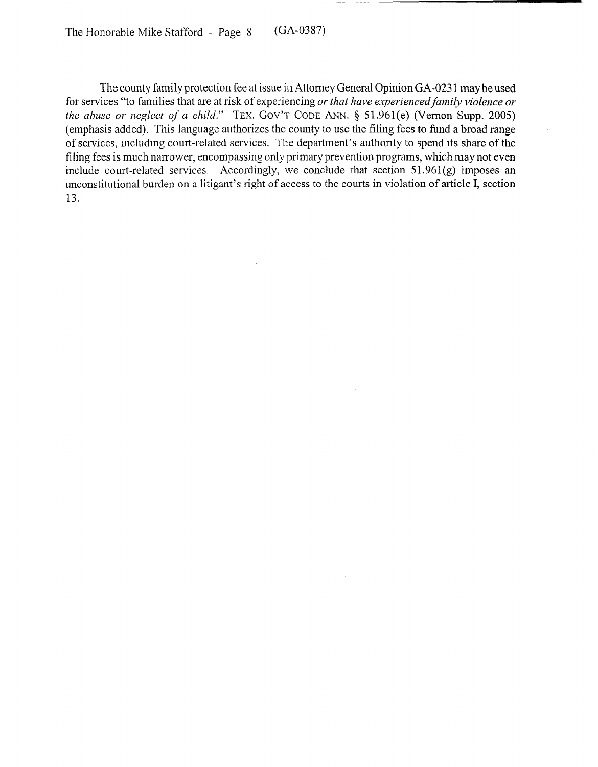The county family protection fee at issue in Attorney General Opinion GA-0231 may be used for services "to families that are at risk of experiencing *or that have experienced family violence or the abuse or neglect of a child*." TEX. GOV'T CODE ANN. § 51.961(e) (Vernon Supp. 2005) (emphasis added). This language authorizes the county to use the filing fees to fund a broad range of services, including court-related services. The department's authority to spend its share of the filing fees is much narrower, encompassing only primary prevention programs, which may not even include court-related services. Accordingly, we conclude that section 51.961(g) imposes an unconstitutional burden on a litigant's right of access to the courts in violation of article I, section 13.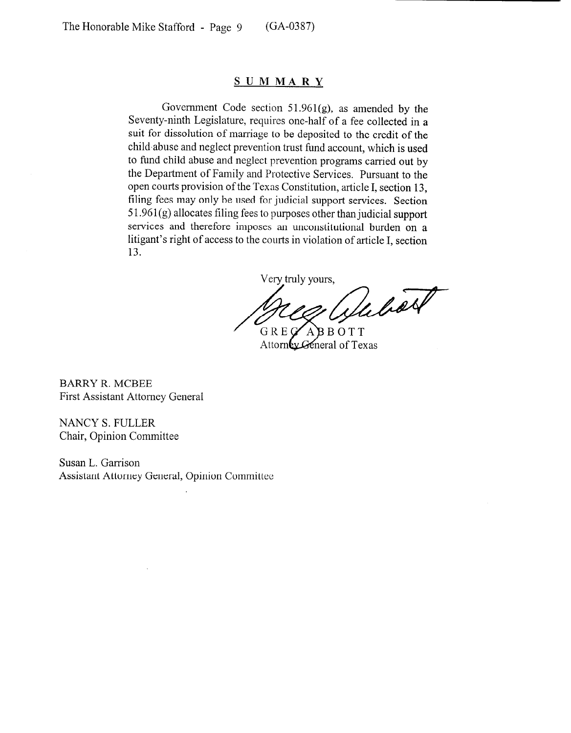## SUMMARY

Government Code section 51.961(g), as amended by the Seventy-ninth Legislature, requires one-half of a fee collected in a suit for dissolution of marriage to be deposited to the credit of the child abuse and neglect prevention trust fund account, which is used to fund child abuse and neglect prevention programs carried out by the Department of Family and Protective Services. Pursuant to the open courts provision of the Texas Constitution, article I, section 13, filing fees may only be used for judicial support services. Section 51.961(g) allocates filing fees to purposes other than judicial support services and therefore imposes an unconstitutional burden on a litigant's right of access to the courts in violation of article I, section 13.

Very truly yours,

GREG ABBOTT
Attorney General of Texas

BARRY R. MCBEE
First Assistant Attorney General

NANCY S. FULLER
Chair, Opinion Committee

Susan L. Garrison
Assistant Attorney General, Opinion Committee